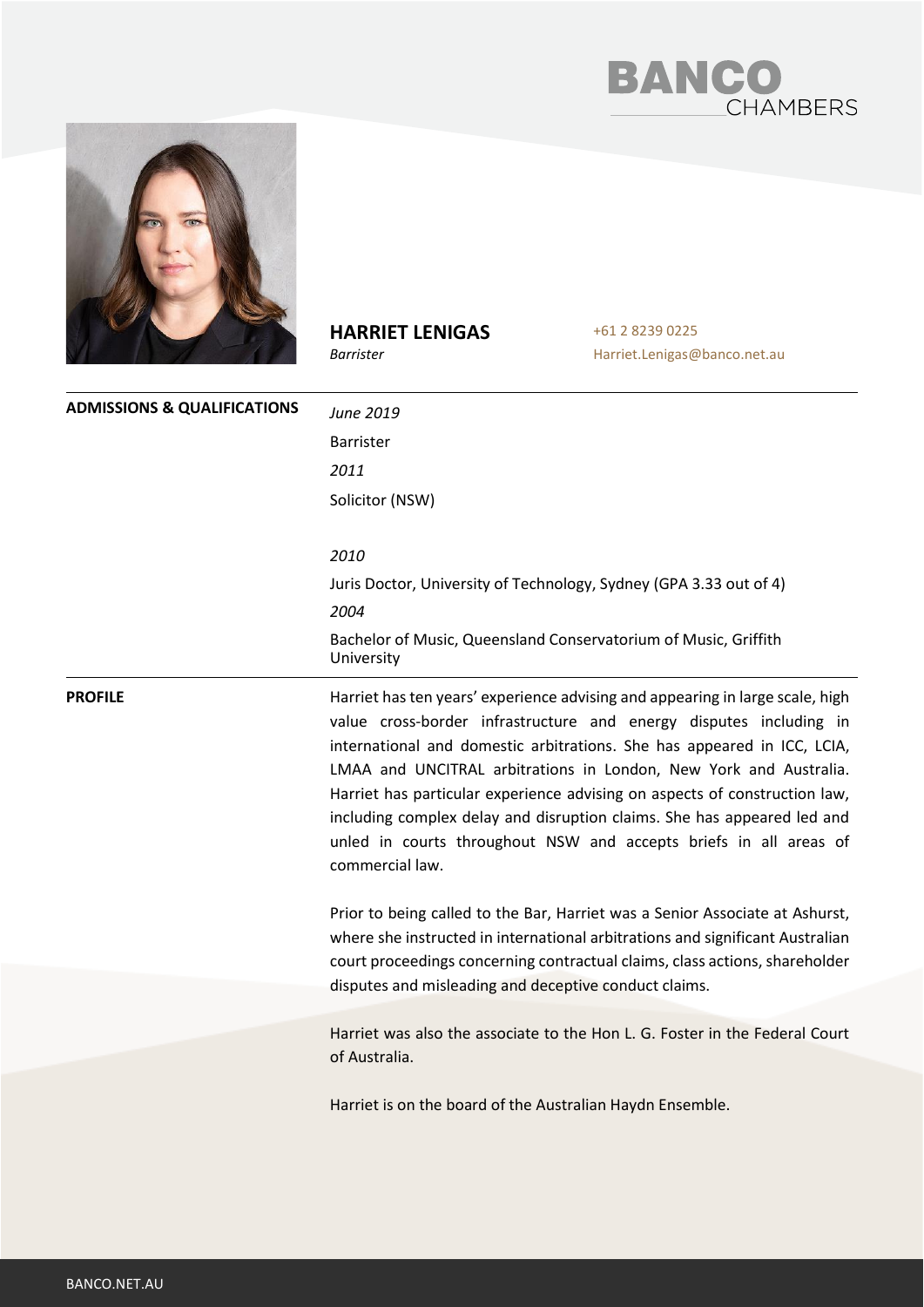BANCO CHAMBERS

# HARRIET LENIGAS

*Barrister*

+61 2 8239 0225
Harriet.Lenigas@banco.net.au

## ADMISSIONS & QUALIFICATIONS

*June 2019*

Barrister

*2011*

Solicitor (NSW)

*2010*

Juris Doctor, University of Technology, Sydney (GPA 3.33 out of 4)

*2004*

Bachelor of Music, Queensland Conservatorium of Music, Griffith University

## PROFILE

Harriet has ten years' experience advising and appearing in large scale, high value cross-border infrastructure and energy disputes including in international and domestic arbitrations. She has appeared in ICC, LCIA, LMAA and UNCITRAL arbitrations in London, New York and Australia. Harriet has particular experience advising on aspects of construction law, including complex delay and disruption claims. She has appeared led and unled in courts throughout NSW and accepts briefs in all areas of commercial law.

Prior to being called to the Bar, Harriet was a Senior Associate at Ashurst, where she instructed in international arbitrations and significant Australian court proceedings concerning contractual claims, class actions, shareholder disputes and misleading and deceptive conduct claims.

Harriet was also the associate to the Hon L. G. Foster in the Federal Court of Australia.

Harriet is on the board of the Australian Haydn Ensemble.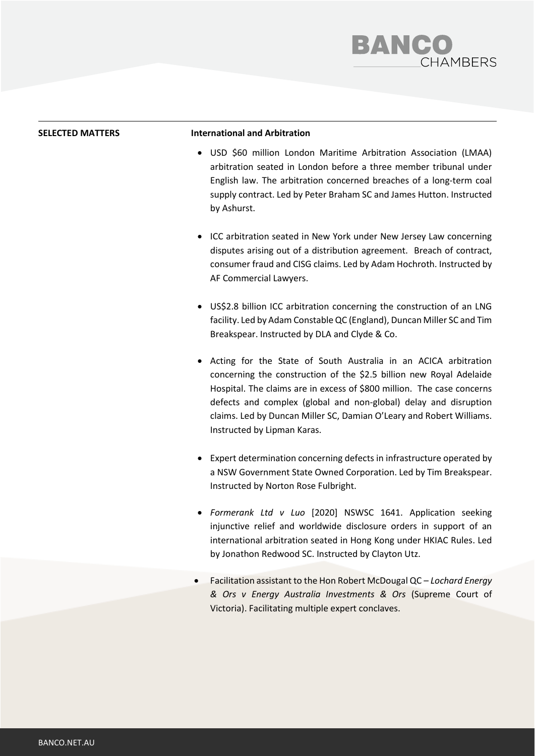**SELECTED MATTERS**

**International and Arbitration**

- USD $60 million London Maritime Arbitration Association (LMAA) arbitration seated in London before a three member tribunal under English law. The arbitration concerned breaches of a long-term coal supply contract. Led by Peter Braham SC and James Hutton. Instructed by Ashurst.

- ICC arbitration seated in New York under New Jersey Law concerning disputes arising out of a distribution agreement. Breach of contract, consumer fraud and CISG claims. Led by Adam Hochroth. Instructed by AF Commercial Lawyers.

- US$2.8 billion ICC arbitration concerning the construction of an LNG facility. Led by Adam Constable QC (England), Duncan Miller SC and Tim Breakspear. Instructed by DLA and Clyde & Co.

- Acting for the State of South Australia in an ACICA arbitration concerning the construction of the $2.5 billion new Royal Adelaide Hospital. The claims are in excess of $800 million. The case concerns defects and complex (global and non-global) delay and disruption claims. Led by Duncan Miller SC, Damian O'Leary and Robert Williams. Instructed by Lipman Karas.

- Expert determination concerning defects in infrastructure operated by a NSW Government State Owned Corporation. Led by Tim Breakspear. Instructed by Norton Rose Fulbright.

- *Formerank Ltd v Luo* [2020] NSWSC 1641. Application seeking injunctive relief and worldwide disclosure orders in support of an international arbitration seated in Hong Kong under HKIAC Rules. Led by Jonathon Redwood SC. Instructed by Clayton Utz.

- Facilitation assistant to the Hon Robert McDougal QC – *Lochard Energy & Ors v Energy Australia Investments & Ors* (Supreme Court of Victoria). Facilitating multiple expert conclaves.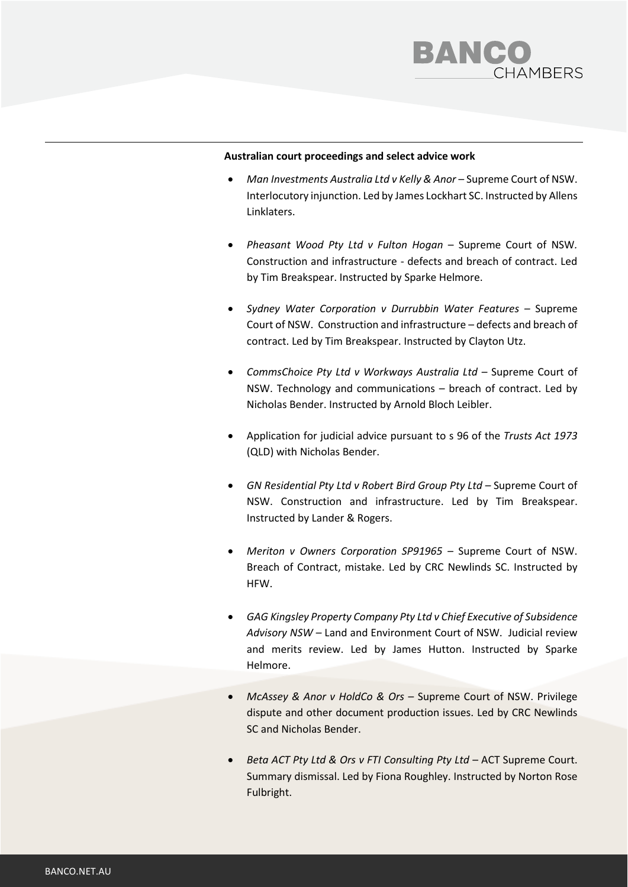**Australian court proceedings and select advice work**

- *Man Investments Australia Ltd v Kelly & Anor* – Supreme Court of NSW. Interlocutory injunction. Led by James Lockhart SC. Instructed by Allens Linklaters.

- *Pheasant Wood Pty Ltd v Fulton Hogan* – Supreme Court of NSW. Construction and infrastructure - defects and breach of contract. Led by Tim Breakspear. Instructed by Sparke Helmore.

- *Sydney Water Corporation v Durrubbin Water Features* – Supreme Court of NSW. Construction and infrastructure – defects and breach of contract. Led by Tim Breakspear. Instructed by Clayton Utz.

- *CommsChoice Pty Ltd v Workways Australia Ltd* – Supreme Court of NSW. Technology and communications – breach of contract. Led by Nicholas Bender. Instructed by Arnold Bloch Leibler.

- Application for judicial advice pursuant to s 96 of the *Trusts Act 1973* (QLD) with Nicholas Bender.

- *GN Residential Pty Ltd v Robert Bird Group Pty Ltd* – Supreme Court of NSW. Construction and infrastructure. Led by Tim Breakspear. Instructed by Lander & Rogers.

- *Meriton v Owners Corporation SP91965* – Supreme Court of NSW. Breach of Contract, mistake. Led by CRC Newlinds SC. Instructed by HFW.

- *GAG Kingsley Property Company Pty Ltd v Chief Executive of Subsidence Advisory NSW* – Land and Environment Court of NSW. Judicial review and merits review. Led by James Hutton. Instructed by Sparke Helmore.

- *McAssey & Anor v HoldCo & Ors* – Supreme Court of NSW. Privilege dispute and other document production issues. Led by CRC Newlinds SC and Nicholas Bender.

- *Beta ACT Pty Ltd & Ors v FTI Consulting Pty Ltd* – ACT Supreme Court. Summary dismissal. Led by Fiona Roughley. Instructed by Norton Rose Fulbright.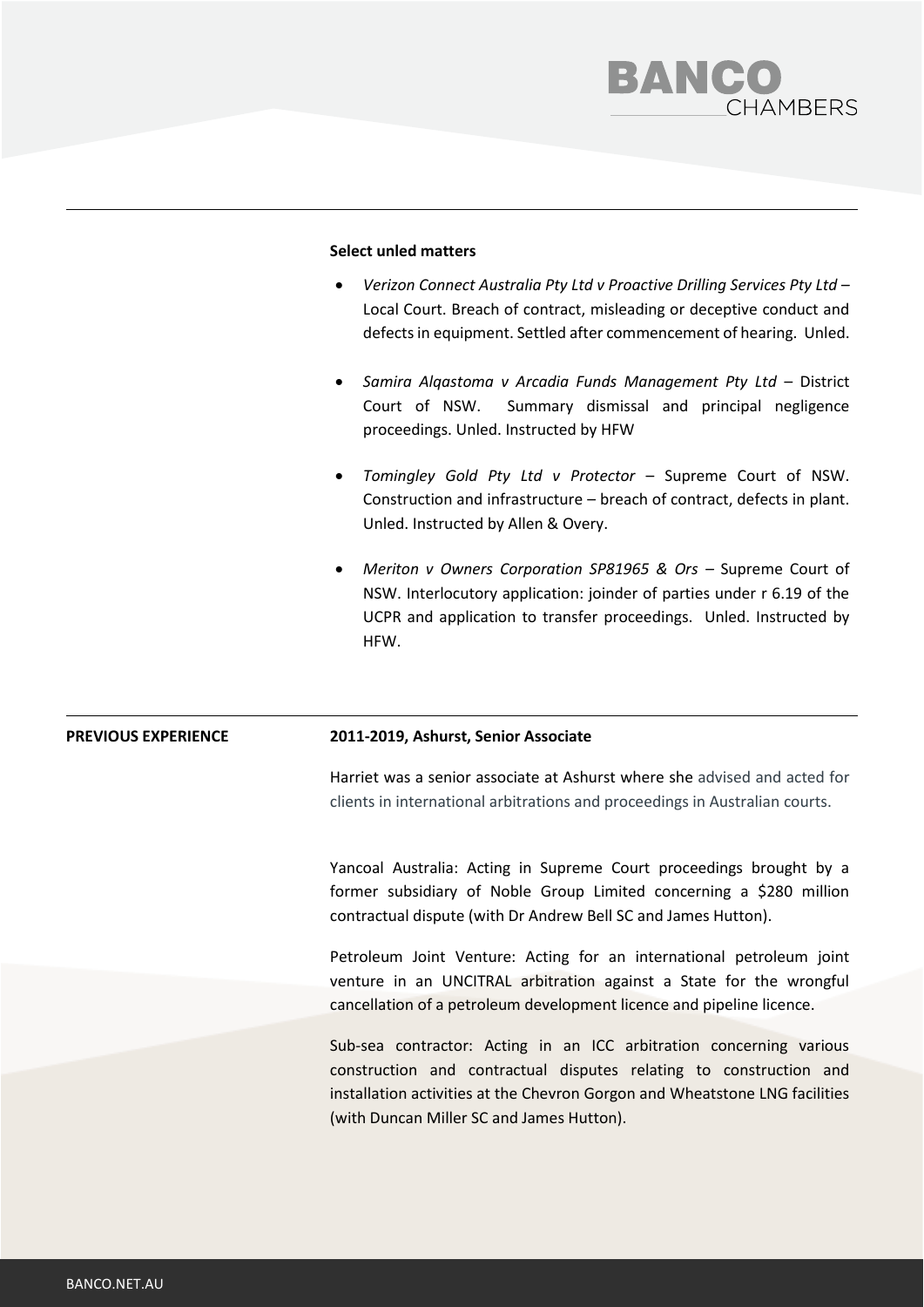**Select unled matters**

- *Verizon Connect Australia Pty Ltd v Proactive Drilling Services Pty Ltd* – Local Court. Breach of contract, misleading or deceptive conduct and defects in equipment. Settled after commencement of hearing. Unled.

- *Samira Alqastoma v Arcadia Funds Management Pty Ltd* – District Court of NSW. Summary dismissal and principal negligence proceedings. Unled. Instructed by HFW

- *Tomingley Gold Pty Ltd v Protector* – Supreme Court of NSW. Construction and infrastructure – breach of contract, defects in plant. Unled. Instructed by Allen & Overy.

- *Meriton v Owners Corporation SP81965 & Ors* – Supreme Court of NSW. Interlocutory application: joinder of parties under r 6.19 of the UCPR and application to transfer proceedings. Unled. Instructed by HFW.

**PREVIOUS EXPERIENCE**

**2011-2019, Ashurst, Senior Associate**

Harriet was a senior associate at Ashurst where she advised and acted for clients in international arbitrations and proceedings in Australian courts.

Yancoal Australia: Acting in Supreme Court proceedings brought by a former subsidiary of Noble Group Limited concerning a $280 million contractual dispute (with Dr Andrew Bell SC and James Hutton).

Petroleum Joint Venture: Acting for an international petroleum joint venture in an UNCITRAL arbitration against a State for the wrongful cancellation of a petroleum development licence and pipeline licence.

Sub-sea contractor: Acting in an ICC arbitration concerning various construction and contractual disputes relating to construction and installation activities at the Chevron Gorgon and Wheatstone LNG facilities (with Duncan Miller SC and James Hutton).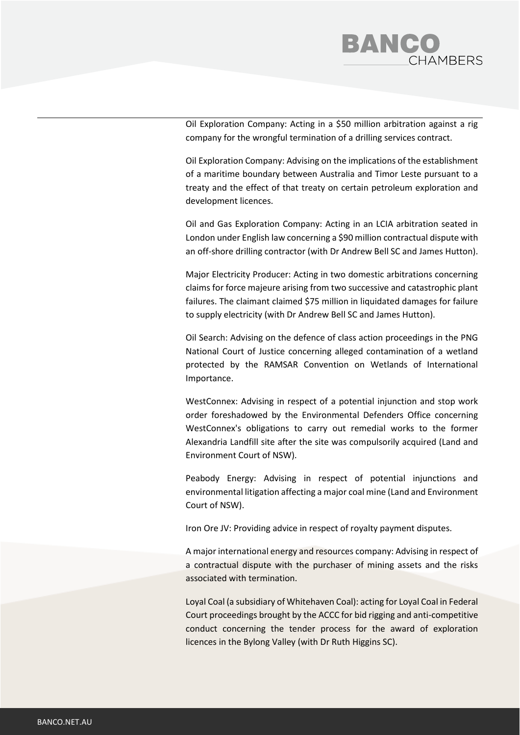Oil Exploration Company: Acting in a $50 million arbitration against a rig company for the wrongful termination of a drilling services contract.

Oil Exploration Company: Advising on the implications of the establishment of a maritime boundary between Australia and Timor Leste pursuant to a treaty and the effect of that treaty on certain petroleum exploration and development licences.

Oil and Gas Exploration Company: Acting in an LCIA arbitration seated in London under English law concerning a $90 million contractual dispute with an off-shore drilling contractor (with Dr Andrew Bell SC and James Hutton).

Major Electricity Producer: Acting in two domestic arbitrations concerning claims for force majeure arising from two successive and catastrophic plant failures. The claimant claimed $75 million in liquidated damages for failure to supply electricity (with Dr Andrew Bell SC and James Hutton).

Oil Search: Advising on the defence of class action proceedings in the PNG National Court of Justice concerning alleged contamination of a wetland protected by the RAMSAR Convention on Wetlands of International Importance.

WestConnex: Advising in respect of a potential injunction and stop work order foreshadowed by the Environmental Defenders Office concerning WestConnex's obligations to carry out remedial works to the former Alexandria Landfill site after the site was compulsorily acquired (Land and Environment Court of NSW).

Peabody Energy: Advising in respect of potential injunctions and environmental litigation affecting a major coal mine (Land and Environment Court of NSW).

Iron Ore JV: Providing advice in respect of royalty payment disputes.

A major international energy and resources company: Advising in respect of a contractual dispute with the purchaser of mining assets and the risks associated with termination.

Loyal Coal (a subsidiary of Whitehaven Coal): acting for Loyal Coal in Federal Court proceedings brought by the ACCC for bid rigging and anti-competitive conduct concerning the tender process for the award of exploration licences in the Bylong Valley (with Dr Ruth Higgins SC).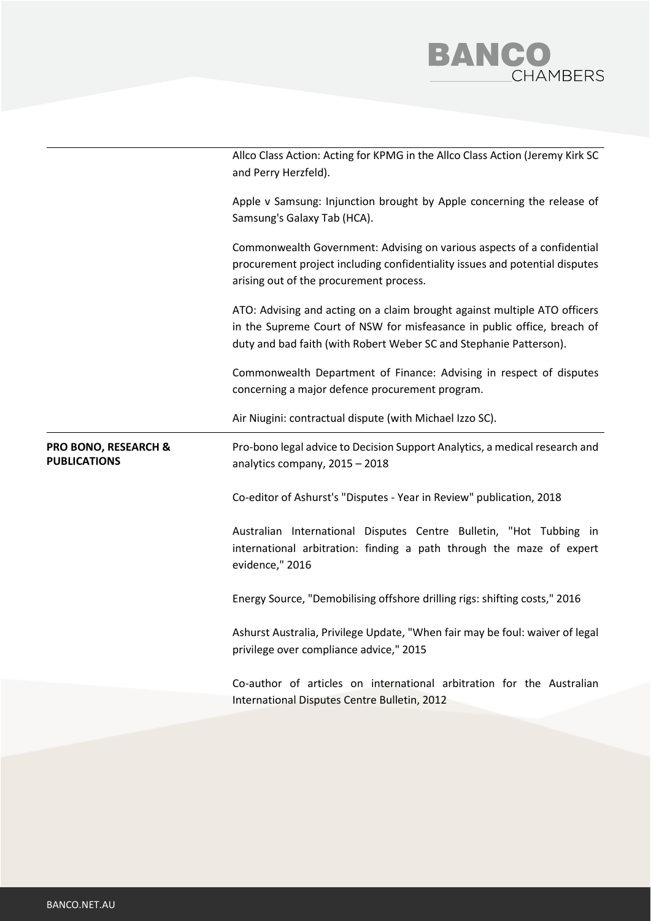| | |
|---|---|
| | Allco Class Action: Acting for KPMG in the Allco Class Action (Jeremy Kirk SC and Perry Herzfeld).<br><br>Apple v Samsung: Injunction brought by Apple concerning the release of Samsung's Galaxy Tab (HCA).<br><br>Commonwealth Government: Advising on various aspects of a confidential procurement project including confidentiality issues and potential disputes arising out of the procurement process.<br><br>ATO: Advising and acting on a claim brought against multiple ATO officers in the Supreme Court of NSW for misfeasance in public office, breach of duty and bad faith (with Robert Weber SC and Stephanie Patterson).<br><br>Commonwealth Department of Finance: Advising in respect of disputes concerning a major defence procurement program.<br><br>Air Niugini: contractual dispute (with Michael Izzo SC). |
| **PRO BONO, RESEARCH & PUBLICATIONS** | Pro-bono legal advice to Decision Support Analytics, a medical research and analytics company, 2015 – 2018<br><br>Co-editor of Ashurst's "Disputes - Year in Review" publication, 2018<br><br>Australian International Disputes Centre Bulletin, "Hot Tubbing in international arbitration: finding a path through the maze of expert evidence," 2016<br><br>Energy Source, "Demobilising offshore drilling rigs: shifting costs," 2016<br><br>Ashurst Australia, Privilege Update, "When fair may be foul: waiver of legal privilege over compliance advice," 2015<br><br>Co-author of articles on international arbitration for the Australian International Disputes Centre Bulletin, 2012 |